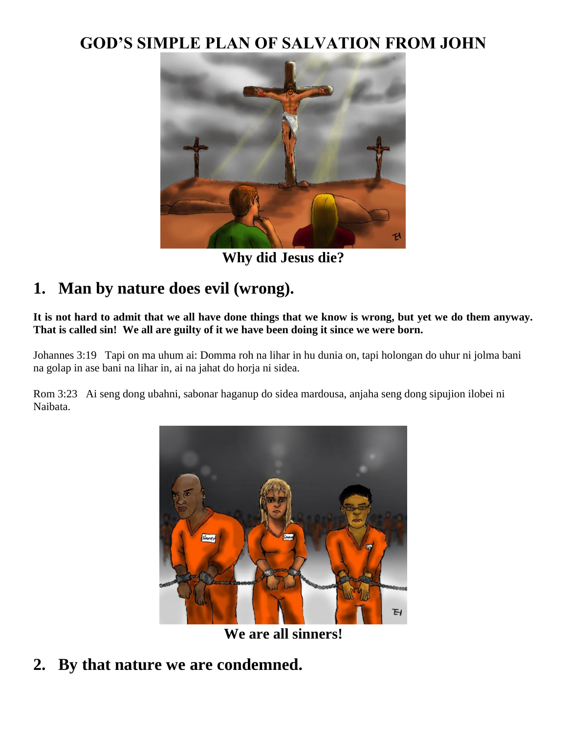# GOD'S SIMPLE PLAN OF SALVATION FROM JOHN

**Why did Jesus die?**

## 1. Man by nature does evil (wrong).

**It is not hard to admit that we all have done things that we know is wrong, but yet we do them anyway. That is called sin! We all are guilty of it we have been doing it since we born.**

Johannes 3:19 Tapi on ma uhum ai: Domma roh na lihar in hu dunia on, tapi holongan do uhur ni jolma bani na golap in ase bani na lihar in, ai na jahat do horja ni sidea.

Rom 3:23 Ai seng dong ubahni, sabonar haganup do sidea mardousa, anjaha seng dong sipujion ilobei ni Naibata.

**We are all sinners!**

## 2. By that nature we are condemned.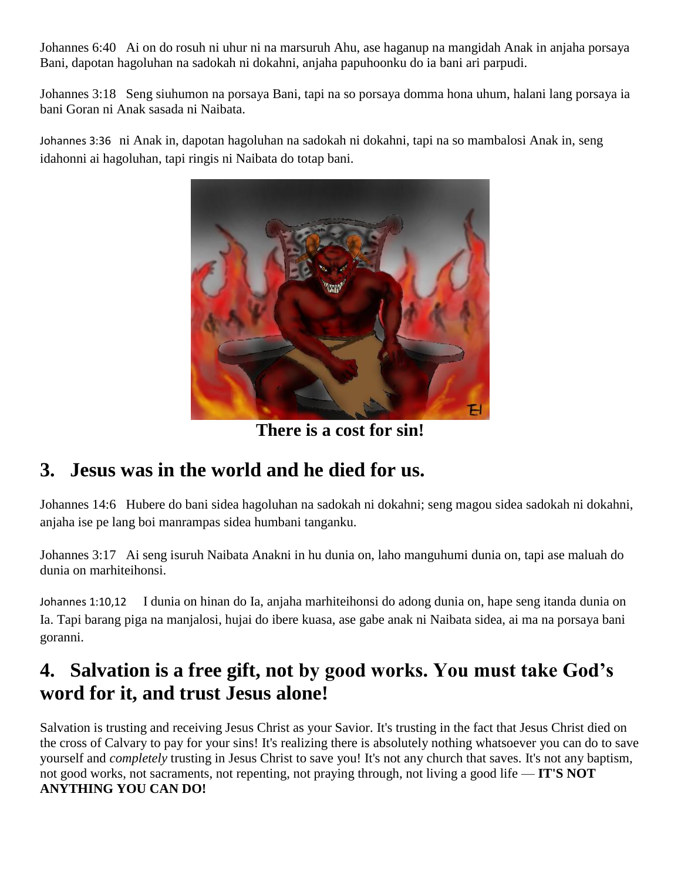Johannes 6:40   Ai on do rosuh ni uhur ni na marsuruh Ahu, ase haganup na mangidah Anak in anjaha porsaya Bani, dapotan hagoluhan na sadokah ni dokahni, anjaha papuhoonku do ia bani ari parpudi.

Johannes 3:18   Seng siuhumon na porsaya Bani, tapi na so porsaya domma hona uhum, halani lang porsaya ia bani Goran ni Anak sasada ni Naibata.

Johannes 3:36   ni Anak in, dapotan hagoluhan na sadokah ni dokahni, tapi na so mambalosi Anak in, seng idahonni ai hagoluhan, tapi ringis ni Naibata do totap bani.

**There is a cost for sin!**

## 3. Jesus was in the world and he died for us.

Johannes 14:6   Hubere do bani sidea hagoluhan na sadokah ni dokahni; seng magou sidea sadokah ni dokahni, anjaha ise pe lang boi manrampas sidea humbani tanganku.

Johannes 3:17   Ai seng isuruh Naibata Anakni in hu dunia on, laho manguhumi dunia on, tapi ase maluah do dunia on marhiteihonsi.

Johannes 1:10,12   I dunia on hinan do Ia, anjaha marhiteihonsi do adong dunia on, hape seng itanda dunia on Ia. Tapi barang piga na manjalosi, hujai do ibere kuasa, ase gabe anak ni Naibata sidea, ai ma na porsaya bani goranni.

## 4. Salvation is a free gift, not by good works. You must take God's word for it, and trust Jesus alone!

Salvation is trusting and receiving Jesus Christ as your Savior. It's trusting in the fact that Jesus Christ died on the cross of Calvary to pay for your sins! It's realizing there is absolutely nothing whatsoever you can do to save yourself and *completely* trusting in Jesus Christ to save you! It's not any church that saves. It's not any baptism, not good works, not sacraments, not repenting, not praying through, not living a good life — **IT'S NOT ANYTHING YOU CAN DO!**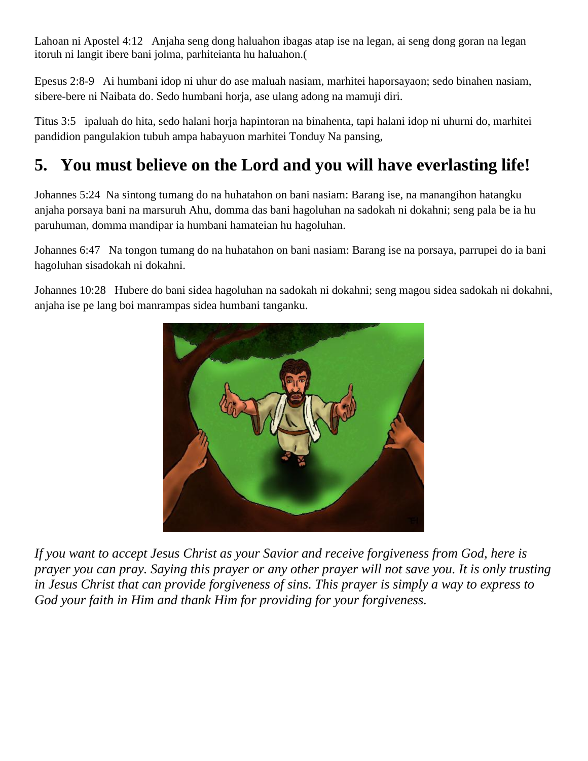Lahoan ni Apostel 4:12 Anjaha seng dong haluahon ibagas atap ise na legan, ai seng dong goran na legan itoruh ni langit ibere bani jolma, parhiteianta hu haluahon.(

Epesus 2:8-9 Ai humbani idop ni uhur do ase maluah nasiam, marhitei haporsayaon; sedo binahen nasiam, sibere-bere ni Naibata do. Sedo humbani horja, ase ulang adong na mamuji diri.

Titus 3:5 ipaluah do hita, sedo halani horja hapintoran na binahenta, tapi halani idop ni uhurni do, marhitei pandidion pangulakion tubuh ampa habayuon marhitei Tonduy Na pansing,

## 5. You must believe on the Lord and you will have everlasting life!

Johannes 5:24 Na sintong tumang do na huhatahon on bani nasiam: Barang ise, na manangihon hatangku anjaha porsaya bani na marsuruh Ahu, domma das bani hagoluhan na sadokah ni dokahni; seng pala be ia hu paruhuman, domma mandipar ia humbani hamateian hu hagoluhan.

Johannes 6:47 Na tongon tumang do na huhatahon on bani nasiam: Barang ise na porsaya, parrupei do ia bani hagoluhan sisadokah ni dokahni.

Johannes 10:28 Hubere do bani sidea hagoluhan na sadokah ni dokahni; seng magou sidea sadokah ni dokahni, anjaha ise pe lang boi manrampas sidea humbani tanganku.

*If you want to accept Jesus Christ as your Savior and receive forgiveness from God, here is prayer you can pray. Saying this prayer or any other prayer will not save you. It is only trusting in Jesus Christ that can provide forgiveness of sins. This prayer is simply a way to express to God your faith in Him and thank Him for providing for your forgiveness.*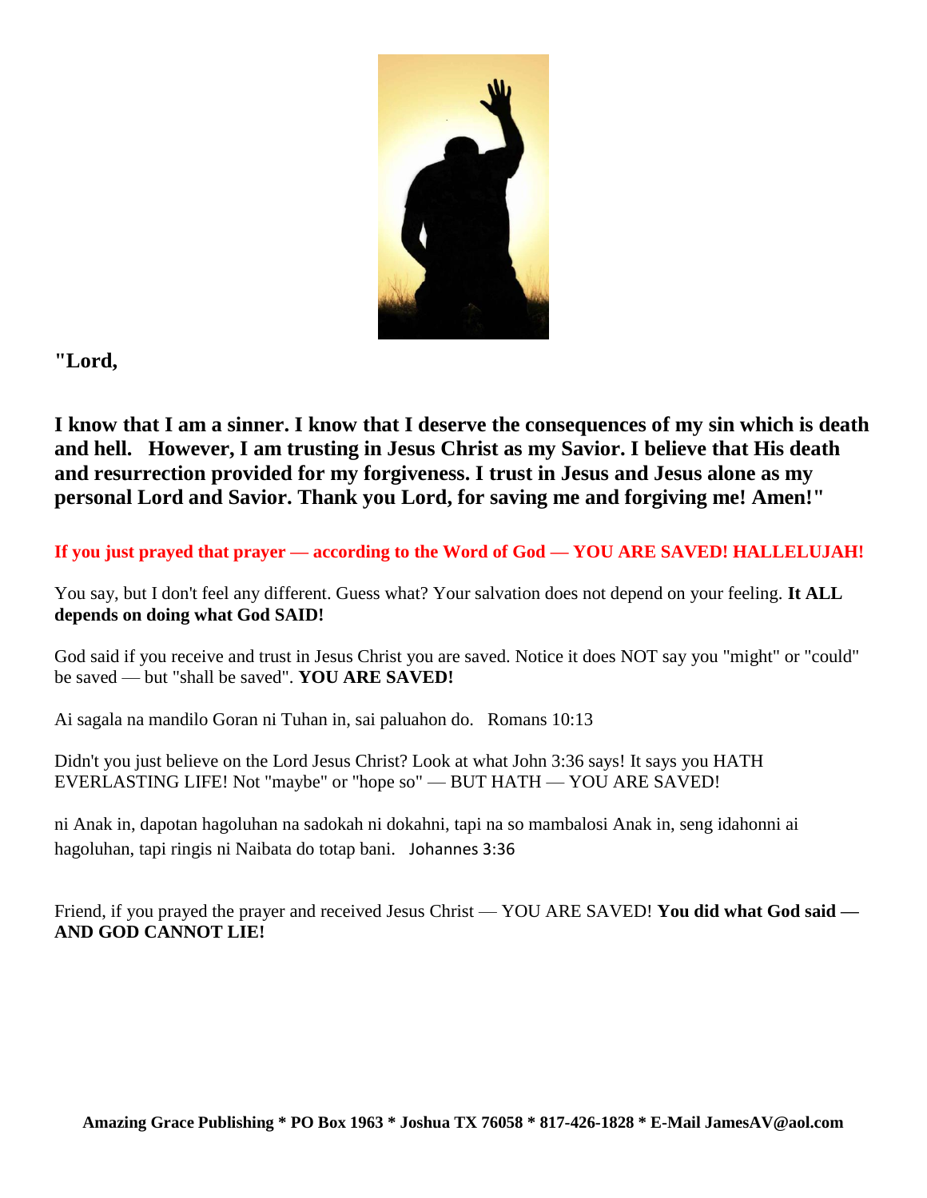**"Lord,**

**I know that I am a sinner. I know that I deserve the consequences of my sin which is death and hell. However, I am trusting in Jesus Christ as my Savior. I believe that His death and resurrection provided for my forgiveness. I trust in Jesus and Jesus alone as my personal Lord and Savior. Thank you Lord, for saving me and forgiving me! Amen!"**

**If you just prayed that prayer — according to the Word of God — YOU ARE SAVED! HALLELUJAH!**

You say, but I don't feel any different. Guess what? Your salvation does not depend on your feeling. **It ALL depends on doing what God SAID!**

God said if you receive and trust in Jesus Christ you are saved. Notice it does NOT say you "might" or "could" be saved — but "shall be saved". **YOU ARE SAVED!**

Ai sagala na mandilo Goran ni Tuhan in, sai paluahon do. Romans 10:13

Didn't you just believe on the Lord Jesus Christ? Look at what John 3:36 says! It says you HATH EVERLASTING LIFE! Not "maybe" or "hope so" — BUT HATH — YOU ARE SAVED!

ni Anak in, dapotan hagoluhan na sadokah ni dokahni, tapi na so mambalosi Anak in, seng idahonni ai hagoluhan, tapi ringis ni Naibata do totap bani. Johannes 3:36

Friend, if you prayed the prayer and received Jesus Christ — YOU ARE SAVED! **You did what God said — AND GOD CANNOT LIE!**

**Amazing Grace Publishing * PO Box 1963 * Joshua TX 76058 * 817-426-1828 * E-Mail JamesAV@aol.com**